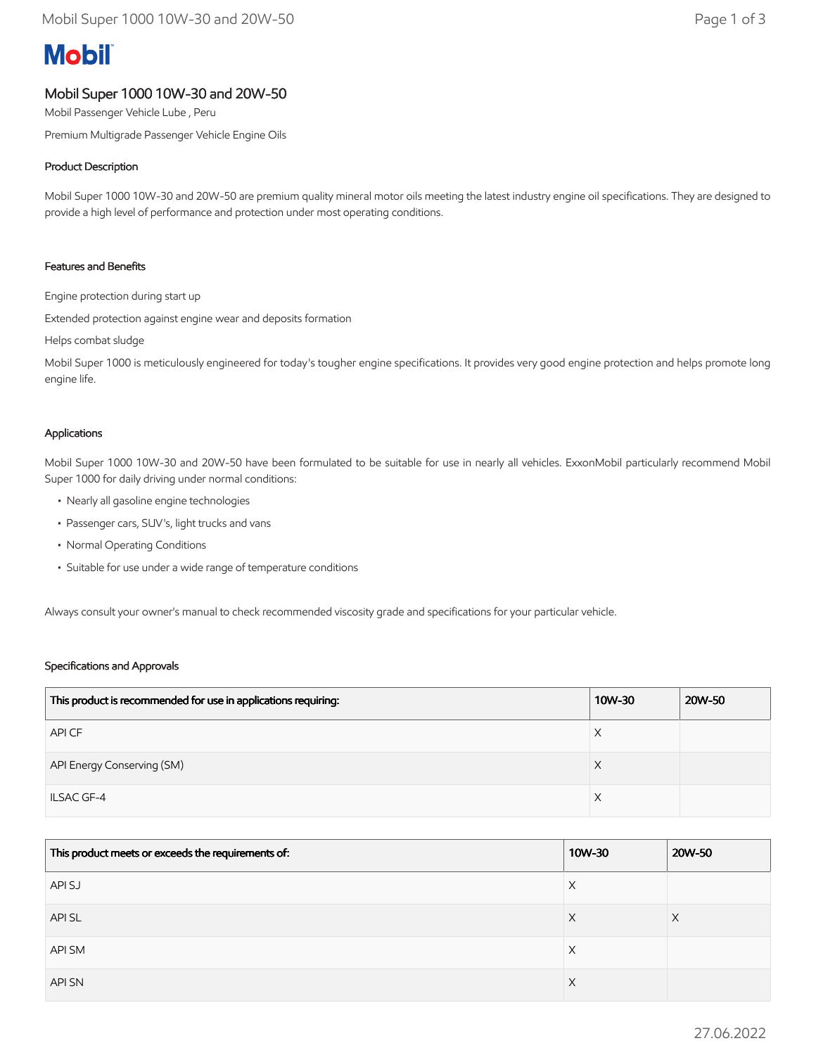# Mobil

## Mobil Super 1000 10W-30 and 20W-50

Mobil Passenger Vehicle Lube , Peru

Premium Multigrade Passenger Vehicle Engine Oils

### Product Description

Mobil Super 1000 10W-30 and 20W-50 are premium quality mineral motor oils meeting the latest industry engine oil specifications. They are designed to provide a high level of performance and protection under most operating conditions.

### Features and Benefits

Engine protection during start up

Extended protection against engine wear and deposits formation

Helps combat sludge

Mobil Super 1000 is meticulously engineered for today's tougher engine specifications. It provides very good engine protection and helps promote long engine life.

### Applications

Mobil Super 1000 10W-30 and 20W-50 have been formulated to be suitable for use in nearly all vehicles. ExxonMobil particularly recommend Mobil Super 1000 for daily driving under normal conditions:

- Nearly all gasoline engine technologies
- Passenger cars, SUV's, light trucks and vans
- Normal Operating Conditions
- Suitable for use under a wide range of temperature conditions

Always consult your owner's manual to check recommended viscosity grade and specifications for your particular vehicle.

### Specifications and Approvals

| This product is recommended for use in applications requiring: | 10W-30 | 20W-50 |
|---|---|---|
| API CF | X | |
| API Energy Conserving (SM) | X | |
| ILSAC GF-4 | X | |

| This product meets or exceeds the requirements of: | 10W-30 | 20W-50 |
|---|---|---|
| API SJ | X | |
| API SL | X | X |
| API SM | X | |
| API SN | X | |

27.06.2022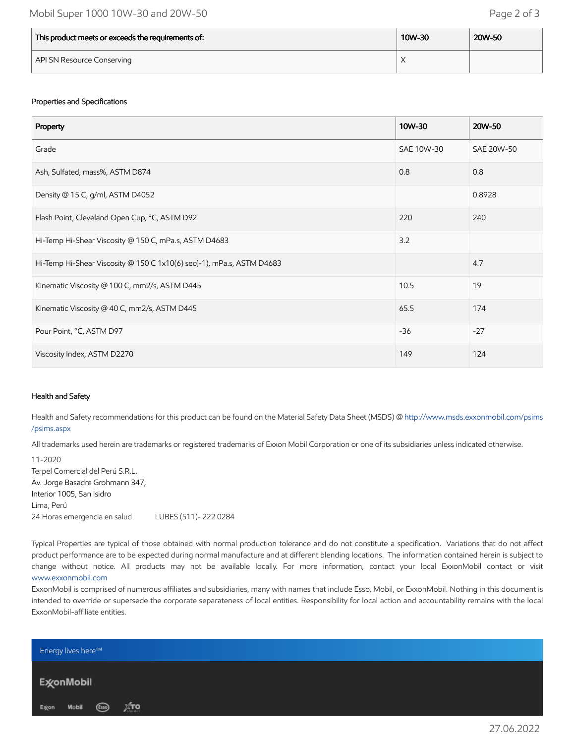| This product meets or exceeds the requirements of: | 10W-30 | 20W-50 |
| --- | --- | --- |
| API SN Resource Conserving | X | |

### Properties and Specifications

| Property | 10W-30 | 20W-50 |
| --- | --- | --- |
| Grade | SAE 10W-30 | SAE 20W-50 |
| Ash, Sulfated, mass%, ASTM D874 | 0.8 | 0.8 |
| Density @ 15 C, g/ml, ASTM D4052 | | 0.8928 |
| Flash Point, Cleveland Open Cup, °C, ASTM D92 | 220 | 240 |
| Hi-Temp Hi-Shear Viscosity @ 150 C, mPa.s, ASTM D4683 | 3.2 | |
| Hi-Temp Hi-Shear Viscosity @ 150 C 1x10(6) sec(-1), mPa.s, ASTM D4683 | | 4.7 |
| Kinematic Viscosity @ 100 C, mm2/s, ASTM D445 | 10.5 | 19 |
| Kinematic Viscosity @ 40 C, mm2/s, ASTM D445 | 65.5 | 174 |
| Pour Point, °C, ASTM D97 | -36 | -27 |
| Viscosity Index, ASTM D2270 | 149 | 124 |

### Health and Safety

Health and Safety recommendations for this product can be found on the Material Safety Data Sheet (MSDS) @ http://www.msds.exxonmobil.com/psims/psims.aspx

All trademarks used herein are trademarks or registered trademarks of Exxon Mobil Corporation or one of its subsidiaries unless indicated otherwise.

11-2020
Terpel Comercial del Perú S.R.L.
Av. Jorge Basadre Grohmann 347,
Interior 1005, San Isidro
Lima, Perú
24 Horas emergencia en salud LUBES (511)- 222 0284

Typical Properties are typical of those obtained with normal production tolerance and do not constitute a specification. Variations that do not affect product performance are to be expected during normal manufacture and at different blending locations. The information contained herein is subject to change without notice. All products may not be available locally. For more information, contact your local ExxonMobil contact or visit www.exxonmobil.com

ExxonMobil is comprised of numerous affiliates and subsidiaries, many with names that include Esso, Mobil, or ExxonMobil. Nothing in this document is intended to override or supersede the corporate separateness of local entities. Responsibility for local action and accountability remains with the local ExxonMobil-affiliate entities.

Energy lives here™

ExxonMobil

Exxon Mobil Esso XTO

27.06.2022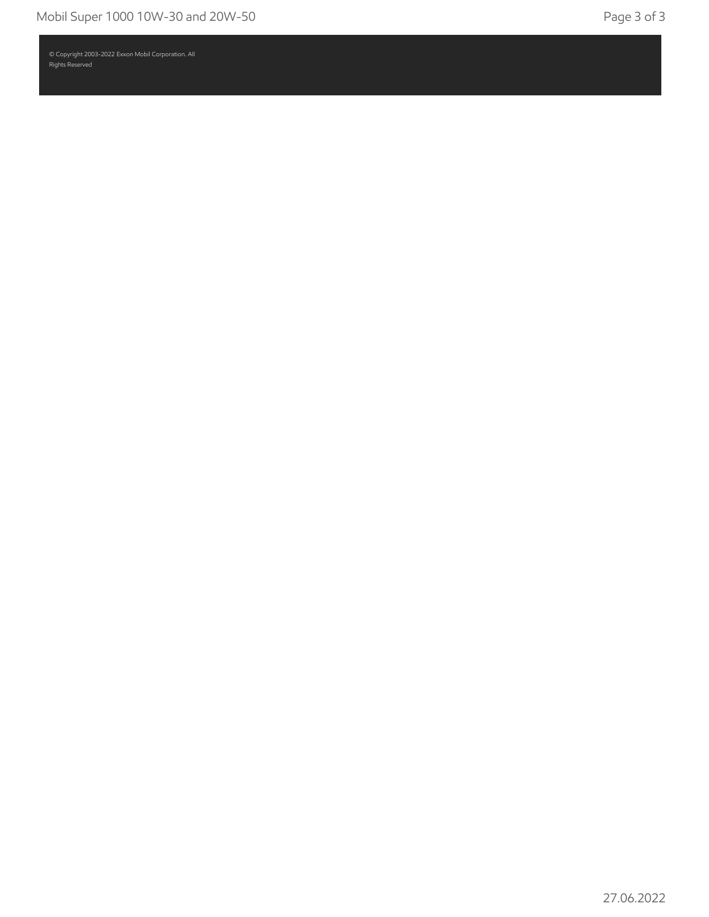© Copyright 2003-2022 Exxon Mobil Corporation. All Rights Reserved